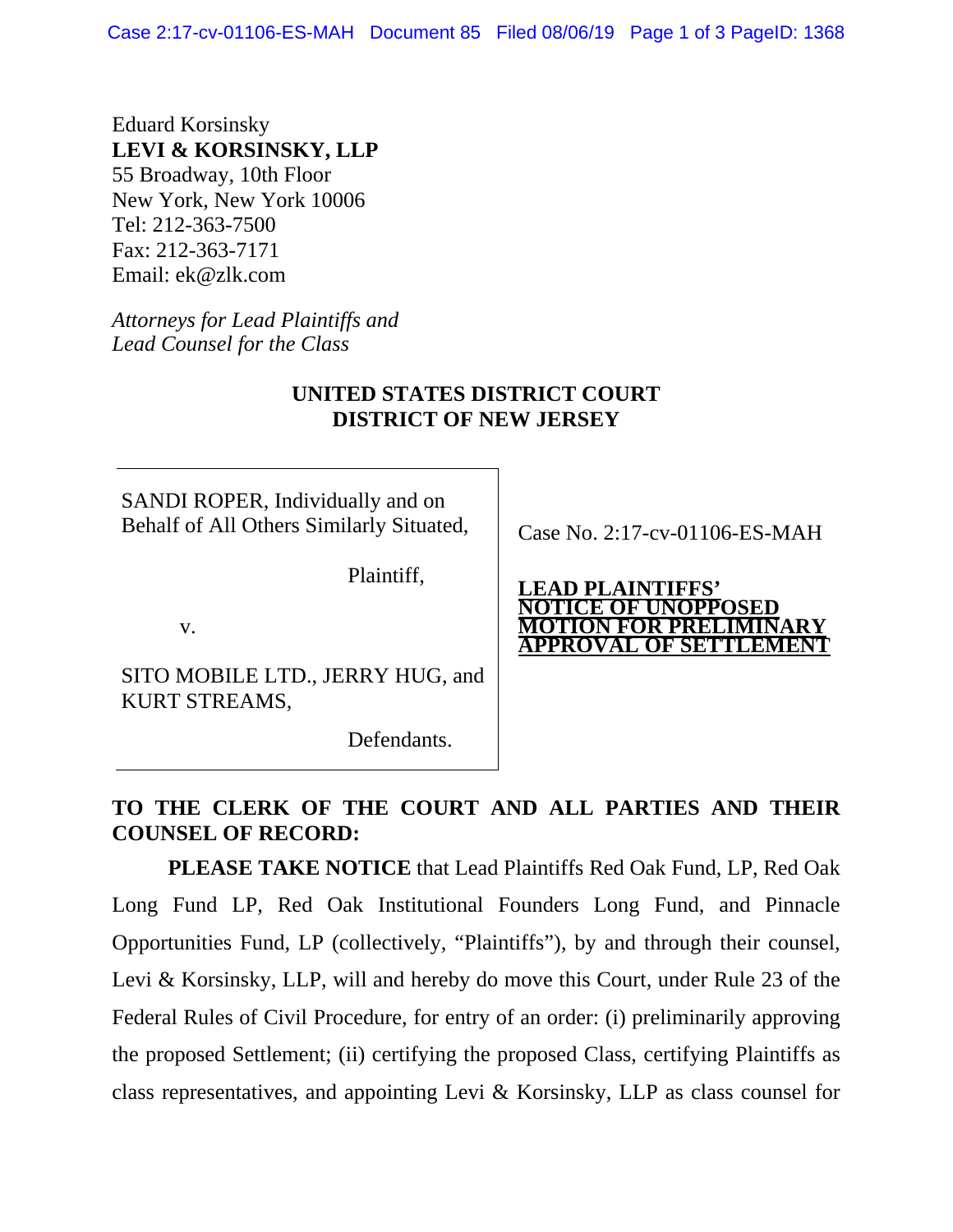Eduard Korsinsky
**LEVI & KORSINSKY, LLP**
55 Broadway, 10th Floor
New York, New York 10006
Tel: 212-363-7500
Fax: 212-363-7171
Email: ek@zlk.com

*Attorneys for Lead Plaintiffs and*
*Lead Counsel for the Class*

**UNITED STATES DISTRICT COURT**
**DISTRICT OF NEW JERSEY**

| | |
|---|---|
| SANDI ROPER, Individually and on Behalf of All Others Similarly Situated,<br><br>Plaintiff,<br><br>v.<br><br>SITO MOBILE LTD., JERRY HUG, and KURT STREAMS,<br><br>Defendants. | Case No. 2:17-cv-01106-ES-MAH<br><br>**LEAD PLAINTIFFS' NOTICE OF UNOPPOSED MOTION FOR PRELIMINARY APPROVAL OF SETTLEMENT** |

**TO THE CLERK OF THE COURT AND ALL PARTIES AND THEIR COUNSEL OF RECORD:**

**PLEASE TAKE NOTICE** that Lead Plaintiffs Red Oak Fund, LP, Red Oak Long Fund LP, Red Oak Institutional Founders Long Fund, and Pinnacle Opportunities Fund, LP (collectively, "Plaintiffs"), by and through their counsel, Levi & Korsinsky, LLP, will and hereby do move this Court, under Rule 23 of the Federal Rules of Civil Procedure, for entry of an order: (i) preliminarily approving the proposed Settlement; (ii) certifying the proposed Class, certifying Plaintiffs as class representatives, and appointing Levi & Korsinsky, LLP as class counsel for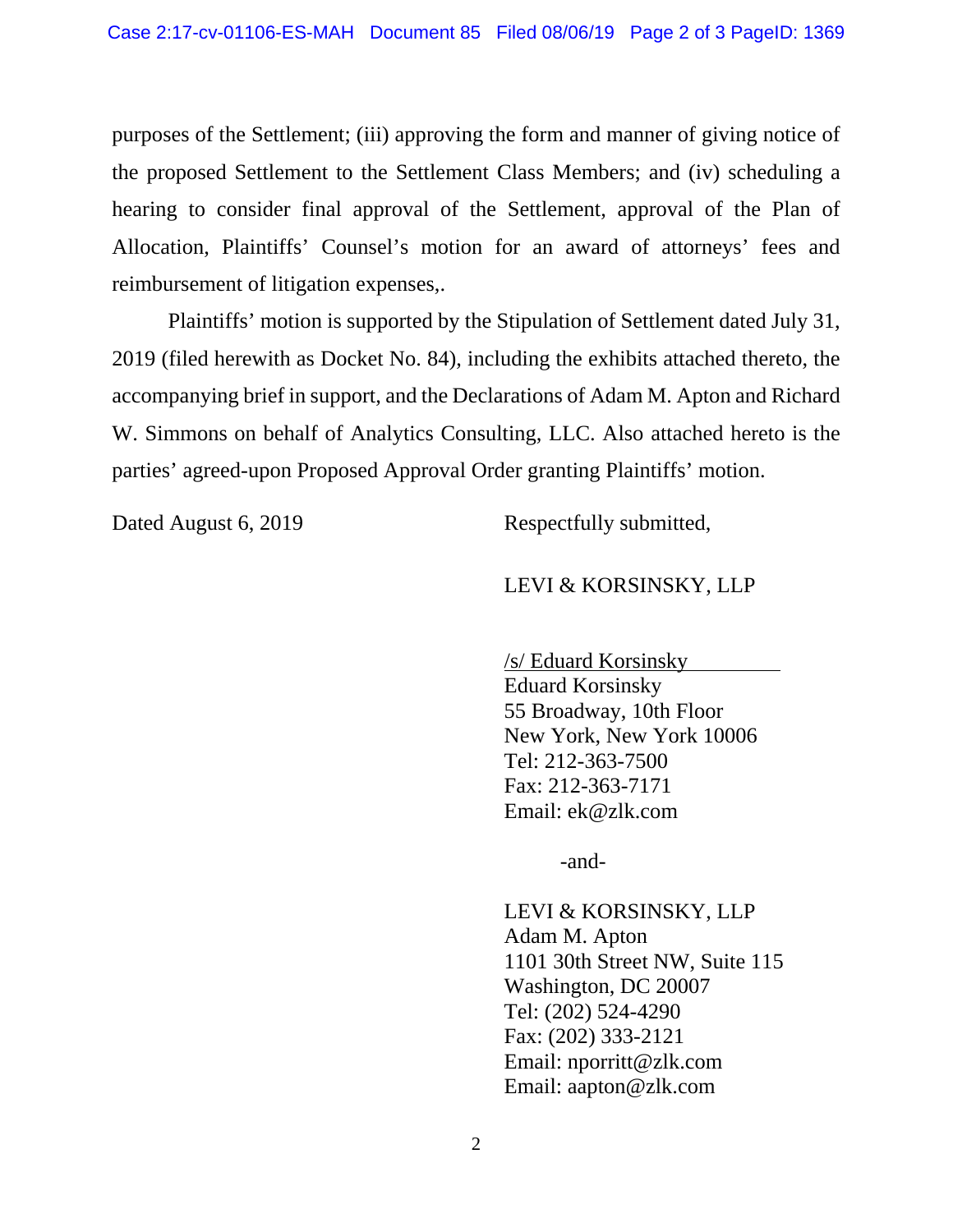purposes of the Settlement; (iii) approving the form and manner of giving notice of the proposed Settlement to the Settlement Class Members; and (iv) scheduling a hearing to consider final approval of the Settlement, approval of the Plan of Allocation, Plaintiffs' Counsel's motion for an award of attorneys' fees and reimbursement of litigation expenses,.

Plaintiffs' motion is supported by the Stipulation of Settlement dated July 31, 2019 (filed herewith as Docket No. 84), including the exhibits attached thereto, the accompanying brief in support, and the Declarations of Adam M. Apton and Richard W. Simmons on behalf of Analytics Consulting, LLC. Also attached hereto is the parties' agreed-upon Proposed Approval Order granting Plaintiffs' motion.

Dated August 6, 2019

Respectfully submitted,

LEVI & KORSINSKY, LLP

/s/ Eduard Korsinsky
Eduard Korsinsky
55 Broadway, 10th Floor
New York, New York 10006
Tel: 212-363-7500
Fax: 212-363-7171
Email: ek@zlk.com

-and-

LEVI & KORSINSKY, LLP
Adam M. Apton
1101 30th Street NW, Suite 115
Washington, DC 20007
Tel: (202) 524-4290
Fax: (202) 333-2121
Email: nporritt@zlk.com
Email: aapton@zlk.com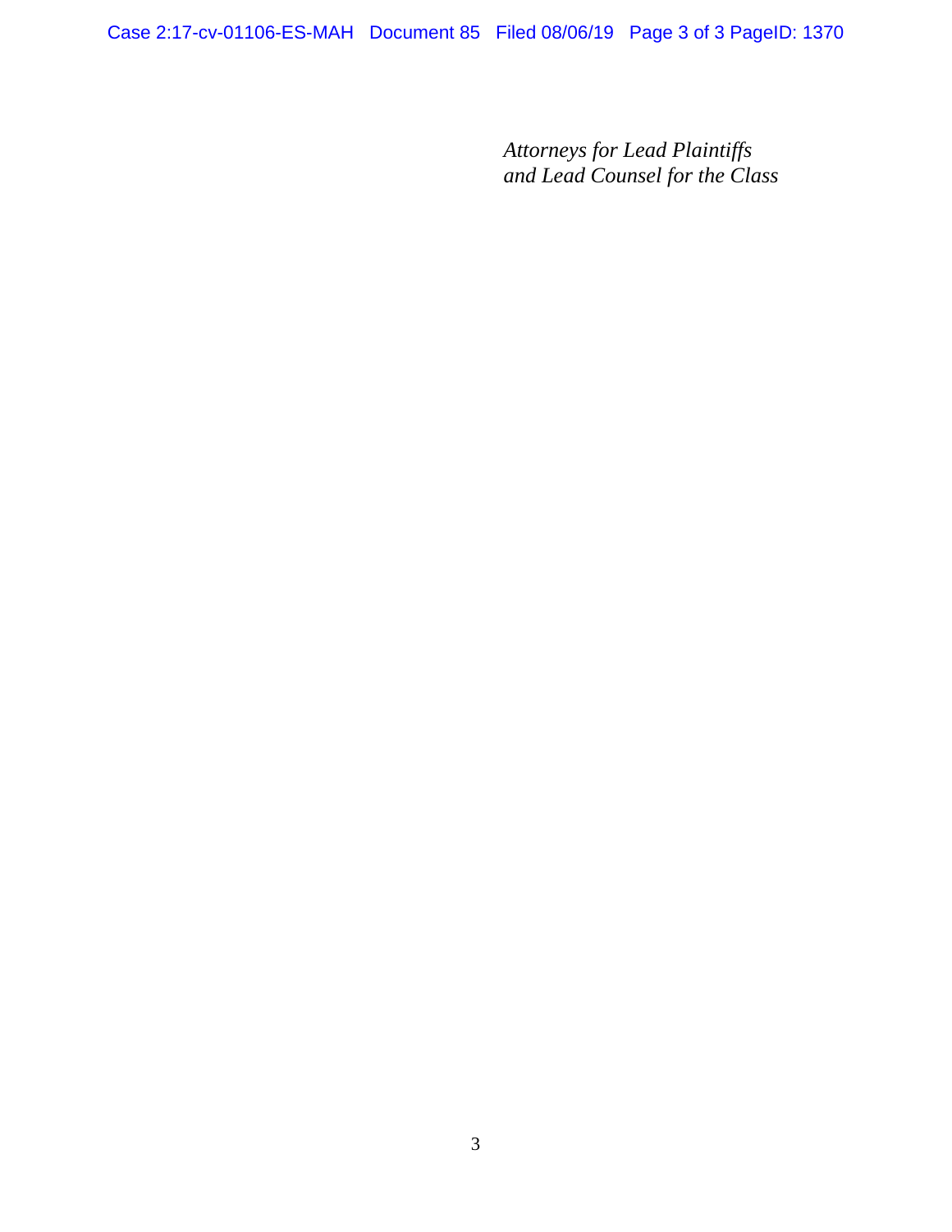*Attorneys for Lead Plaintiffs*
*and Lead Counsel for the Class*